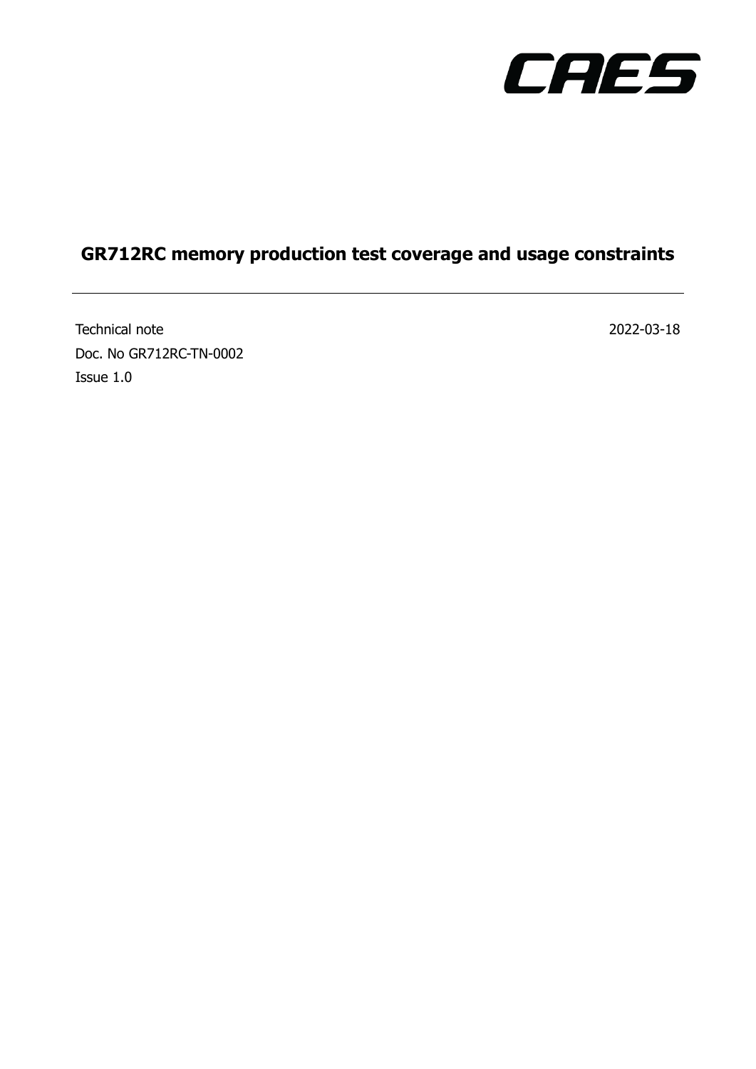CAES

# GR712RC memory production test coverage and usage constraints

---

Technical note

2022-03-18

Doc. No GR712RC-TN-0002

Issue 1.0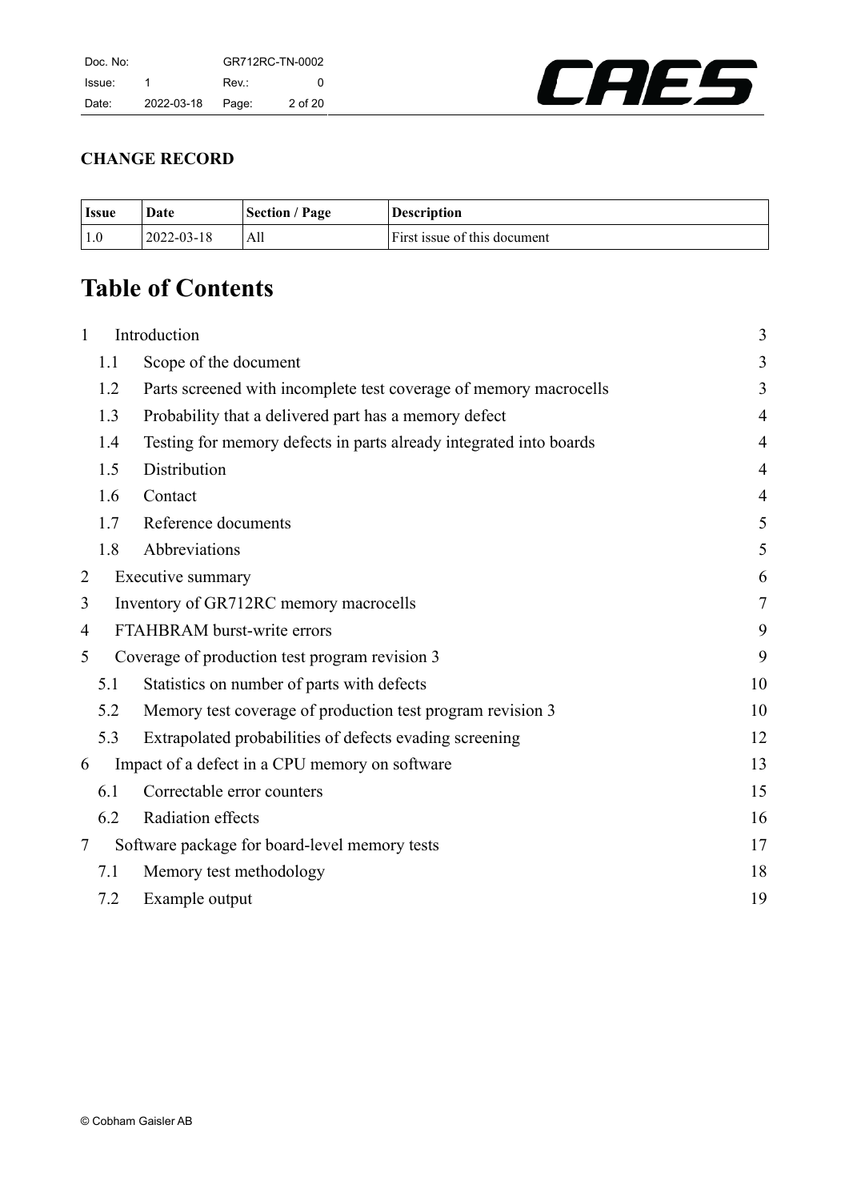**CHANGE RECORD**

| Issue | Date | Section / Page | Description |
|---|---|---|---|
| 1.0 | 2022-03-18 | All | First issue of this document |

# Table of Contents

| | | |
|---|---|---|
| 1 | Introduction | 3 |
| 1.1 | Scope of the document | 3 |
| 1.2 | Parts screened with incomplete test coverage of memory macrocells | 3 |
| 1.3 | Probability that a delivered part has a memory defect | 4 |
| 1.4 | Testing for memory defects in parts already integrated into boards | 4 |
| 1.5 | Distribution | 4 |
| 1.6 | Contact | 4 |
| 1.7 | Reference documents | 5 |
| 1.8 | Abbreviations | 5 |
| 2 | Executive summary | 6 |
| 3 | Inventory of GR712RC memory macrocells | 7 |
| 4 | FTAHBRAM burst-write errors | 9 |
| 5 | Coverage of production test program revision 3 | 9 |
| 5.1 | Statistics on number of parts with defects | 10 |
| 5.2 | Memory test coverage of production test program revision 3 | 10 |
| 5.3 | Extrapolated probabilities of defects evading screening | 12 |
| 6 | Impact of a defect in a CPU memory on software | 13 |
| 6.1 | Correctable error counters | 15 |
| 6.2 | Radiation effects | 16 |
| 7 | Software package for board-level memory tests | 17 |
| 7.1 | Memory test methodology | 18 |
| 7.2 | Example output | 19 |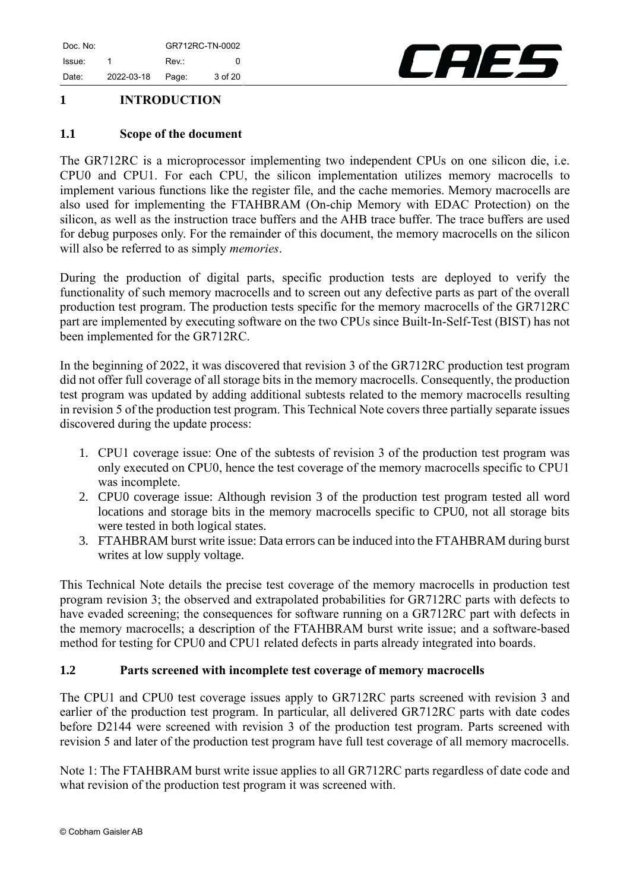# 1 INTRODUCTION

## 1.1 Scope of the document

The GR712RC is a microprocessor implementing two independent CPUs on one silicon die, i.e. CPU0 and CPU1. For each CPU, the silicon implementation utilizes memory macrocells to implement various functions like the register file, and the cache memories. Memory macrocells are also used for implementing the FTAHBRAM (On-chip Memory with EDAC Protection) on the silicon, as well as the instruction trace buffers and the AHB trace buffer. The trace buffers are used for debug purposes only. For the remainder of this document, the memory macrocells on the silicon will also be referred to as simply *memories*.

During the production of digital parts, specific production tests are deployed to verify the functionality of such memory macrocells and to screen out any defective parts as part of the overall production test program. The production tests specific for the memory macrocells of the GR712RC part are implemented by executing software on the two CPUs since Built-In-Self-Test (BIST) has not been implemented for the GR712RC.

In the beginning of 2022, it was discovered that revision 3 of the GR712RC production test program did not offer full coverage of all storage bits in the memory macrocells. Consequently, the production test program was updated by adding additional subtests related to the memory macrocells resulting in revision 5 of the production test program. This Technical Note covers three partially separate issues discovered during the update process:

1. CPU1 coverage issue: One of the subtests of revision 3 of the production test program was only executed on CPU0, hence the test coverage of the memory macrocells specific to CPU1 was incomplete.
2. CPU0 coverage issue: Although revision 3 of the production test program tested all word locations and storage bits in the memory macrocells specific to CPU0, not all storage bits were tested in both logical states.
3. FTAHBRAM burst write issue: Data errors can be induced into the FTAHBRAM during burst writes at low supply voltage.

This Technical Note details the precise test coverage of the memory macrocells in production test program revision 3; the observed and extrapolated probabilities for GR712RC parts with defects to have evaded screening; the consequences for software running on a GR712RC part with defects in the memory macrocells; a description of the FTAHBRAM burst write issue; and a software-based method for testing for CPU0 and CPU1 related defects in parts already integrated into boards.

## 1.2 Parts screened with incomplete test coverage of memory macrocells

The CPU1 and CPU0 test coverage issues apply to GR712RC parts screened with revision 3 and earlier of the production test program. In particular, all delivered GR712RC parts with date codes before D2144 were screened with revision 3 of the production test program. Parts screened with revision 5 and later of the production test program have full test coverage of all memory macrocells.

Note 1: The FTAHBRAM burst write issue applies to all GR712RC parts regardless of date code and what revision of the production test program it was screened with.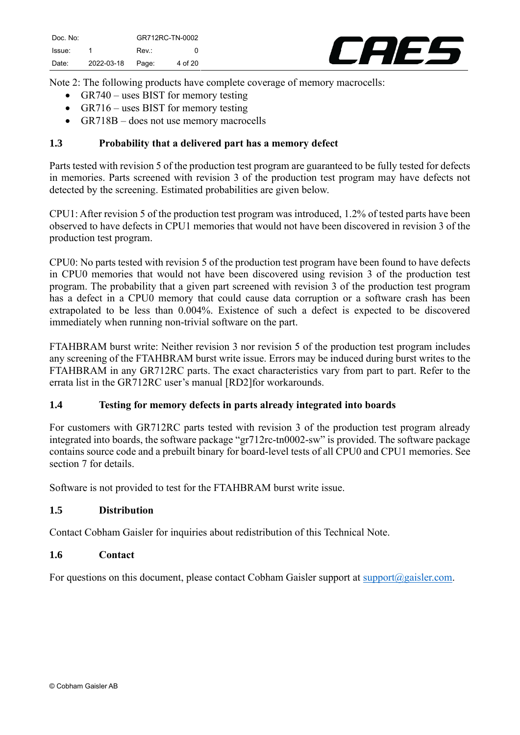Note 2: The following products have complete coverage of memory macrocells:

- GR740 – uses BIST for memory testing
- GR716 – uses BIST for memory testing
- GR718B – does not use memory macrocells

### 1.3 Probability that a delivered part has a memory defect

Parts tested with revision 5 of the production test program are guaranteed to be fully tested for defects in memories. Parts screened with revision 3 of the production test program may have defects not detected by the screening. Estimated probabilities are given below.

CPU1: After revision 5 of the production test program was introduced, 1.2% of tested parts have been observed to have defects in CPU1 memories that would not have been discovered in revision 3 of the production test program.

CPU0: No parts tested with revision 5 of the production test program have been found to have defects in CPU0 memories that would not have been discovered using revision 3 of the production test program. The probability that a given part screened with revision 3 of the production test program has a defect in a CPU0 memory that could cause data corruption or a software crash has been extrapolated to be less than 0.004%. Existence of such a defect is expected to be discovered immediately when running non-trivial software on the part.

FTAHBRAM burst write: Neither revision 3 nor revision 5 of the production test program includes any screening of the FTAHBRAM burst write issue. Errors may be induced during burst writes to the FTAHBRAM in any GR712RC parts. The exact characteristics vary from part to part. Refer to the errata list in the GR712RC user's manual [RD2]for workarounds.

### 1.4 Testing for memory defects in parts already integrated into boards

For customers with GR712RC parts tested with revision 3 of the production test program already integrated into boards, the software package "gr712rc-tn0002-sw" is provided. The software package contains source code and a prebuilt binary for board-level tests of all CPU0 and CPU1 memories. See section 7 for details.

Software is not provided to test for the FTAHBRAM burst write issue.

### 1.5 Distribution

Contact Cobham Gaisler for inquiries about redistribution of this Technical Note.

### 1.6 Contact

For questions on this document, please contact Cobham Gaisler support at support@gaisler.com.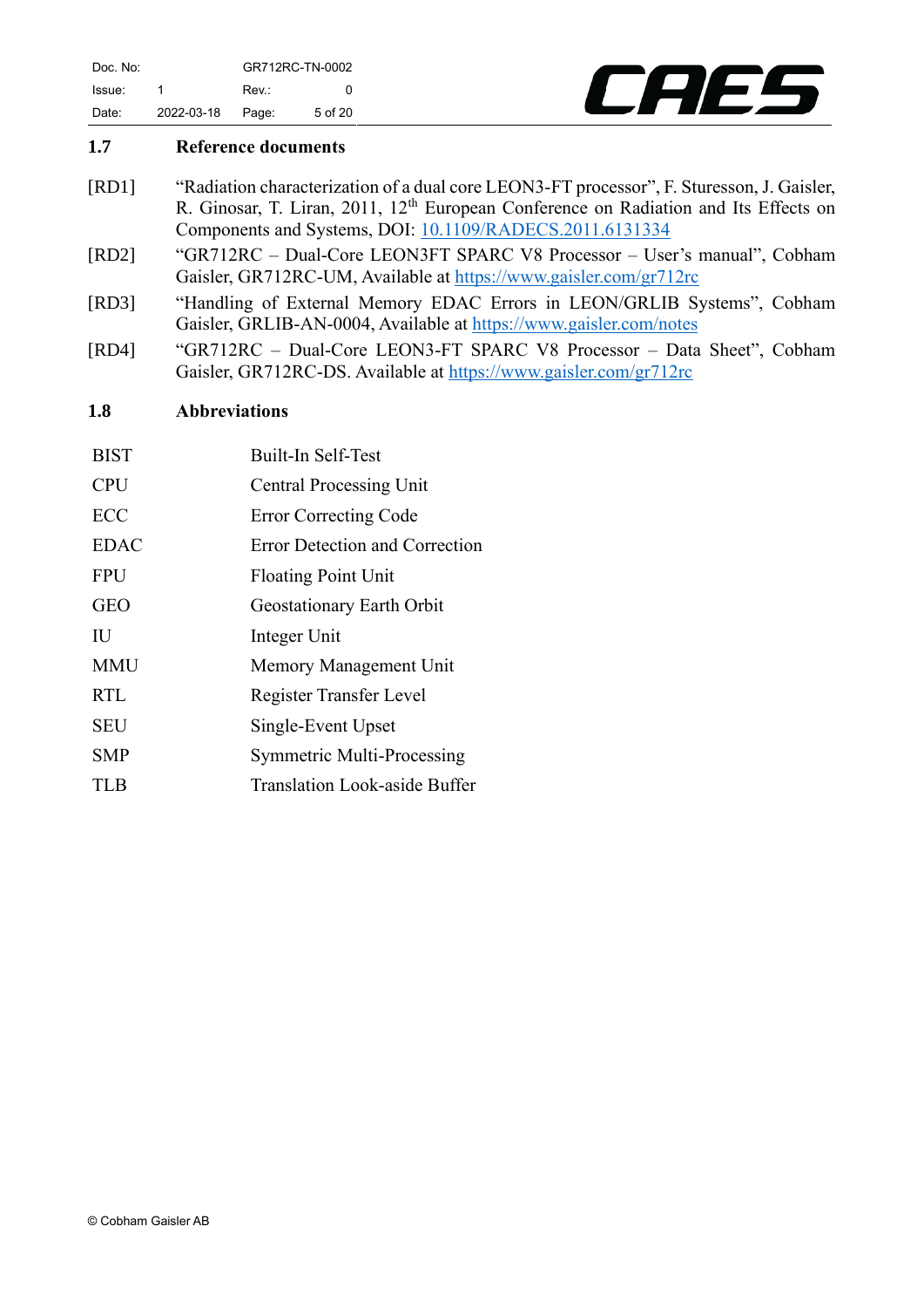## 1.7 Reference documents

[RD1] "Radiation characterization of a dual core LEON3-FT processor", F. Sturesson, J. Gaisler, R. Ginosar, T. Liran, 2011, 12th European Conference on Radiation and Its Effects on Components and Systems, DOI: 10.1109/RADECS.2011.6131334

[RD2] "GR712RC – Dual-Core LEON3FT SPARC V8 Processor – User's manual", Cobham Gaisler, GR712RC-UM, Available at https://www.gaisler.com/gr712rc

[RD3] "Handling of External Memory EDAC Errors in LEON/GRLIB Systems", Cobham Gaisler, GRLIB-AN-0004, Available at https://www.gaisler.com/notes

[RD4] "GR712RC – Dual-Core LEON3-FT SPARC V8 Processor – Data Sheet", Cobham Gaisler, GR712RC-DS. Available at https://www.gaisler.com/gr712rc

## 1.8 Abbreviations

| | |
|---|---|
| BIST | Built-In Self-Test |
| CPU | Central Processing Unit |
| ECC | Error Correcting Code |
| EDAC | Error Detection and Correction |
| FPU | Floating Point Unit |
| GEO | Geostationary Earth Orbit |
| IU | Integer Unit |
| MMU | Memory Management Unit |
| RTL | Register Transfer Level |
| SEU | Single-Event Upset |
| SMP | Symmetric Multi-Processing |
| TLB | Translation Look-aside Buffer |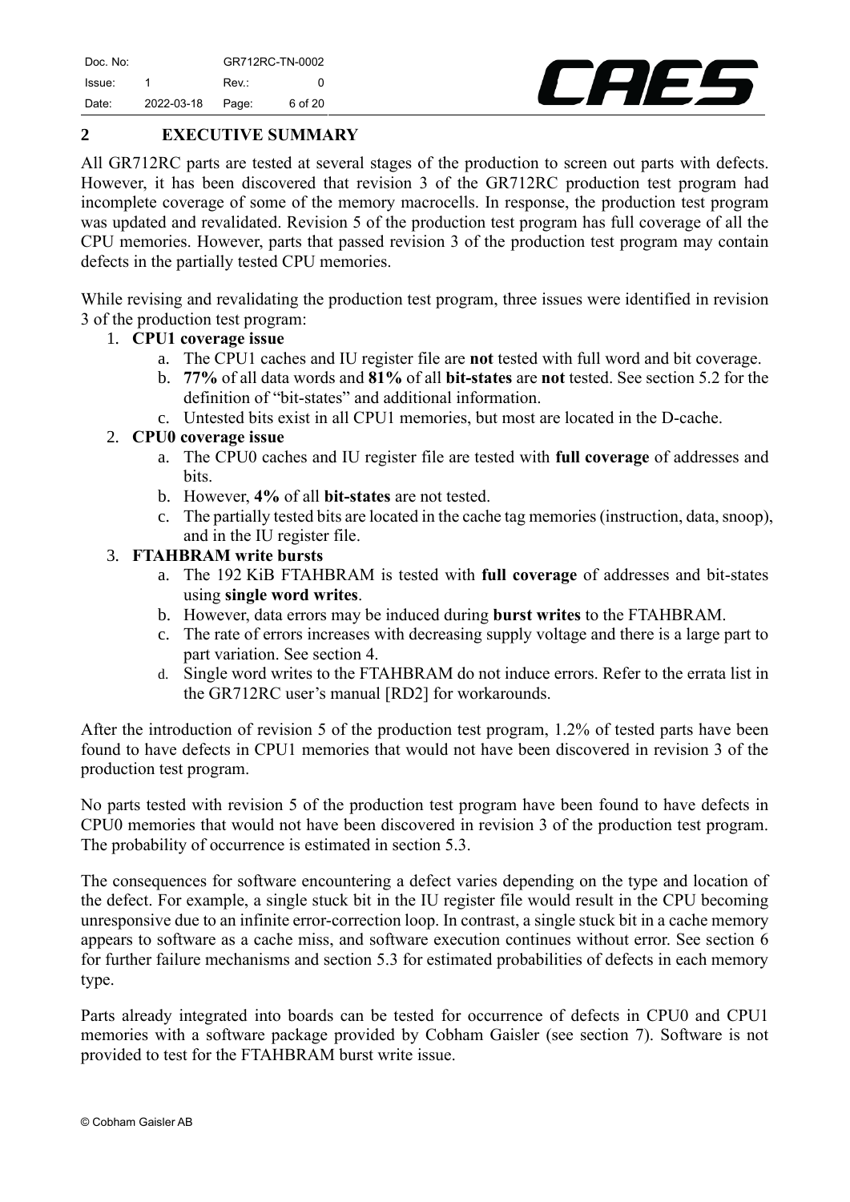## 2 EXECUTIVE SUMMARY

All GR712RC parts are tested at several stages of the production to screen out parts with defects. However, it has been discovered that revision 3 of the GR712RC production test program had incomplete coverage of some of the memory macrocells. In response, the production test program was updated and revalidated. Revision 5 of the production test program has full coverage of all the CPU memories. However, parts that passed revision 3 of the production test program may contain defects in the partially tested CPU memories.

While revising and revalidating the production test program, three issues were identified in revision 3 of the production test program:

1. **CPU1 coverage issue**
   a. The CPU1 caches and IU register file are **not** tested with full word and bit coverage.
   b. **77%** of all data words and **81%** of all **bit-states** are **not** tested. See section 5.2 for the definition of "bit-states" and additional information.
   c. Untested bits exist in all CPU1 memories, but most are located in the D-cache.
2. **CPU0 coverage issue**
   a. The CPU0 caches and IU register file are tested with **full coverage** of addresses and bits.
   b. However, **4%** of all **bit-states** are not tested.
   c. The partially tested bits are located in the cache tag memories (instruction, data, snoop), and in the IU register file.
3. **FTAHBRAM write bursts**
   a. The 192 KiB FTAHBRAM is tested with **full coverage** of addresses and bit-states using **single word writes**.
   b. However, data errors may be induced during **burst writes** to the FTAHBRAM.
   c. The rate of errors increases with decreasing supply voltage and there is a large part to part variation. See section 4.
   d. Single word writes to the FTAHBRAM do not induce errors. Refer to the errata list in the GR712RC user's manual [RD2] for workarounds.

After the introduction of revision 5 of the production test program, 1.2% of tested parts have been found to have defects in CPU1 memories that would not have been discovered in revision 3 of the production test program.

No parts tested with revision 5 of the production test program have been found to have defects in CPU0 memories that would not have been discovered in revision 3 of the production test program. The probability of occurrence is estimated in section 5.3.

The consequences for software encountering a defect varies depending on the type and location of the defect. For example, a single stuck bit in the IU register file would result in the CPU becoming unresponsive due to an infinite error-correction loop. In contrast, a single stuck bit in a cache memory appears to software as a cache miss, and software execution continues without error. See section 6 for further failure mechanisms and section 5.3 for estimated probabilities of defects in each memory type.

Parts already integrated into boards can be tested for occurrence of defects in CPU0 and CPU1 memories with a software package provided by Cobham Gaisler (see section 7). Software is not provided to test for the FTAHBRAM burst write issue.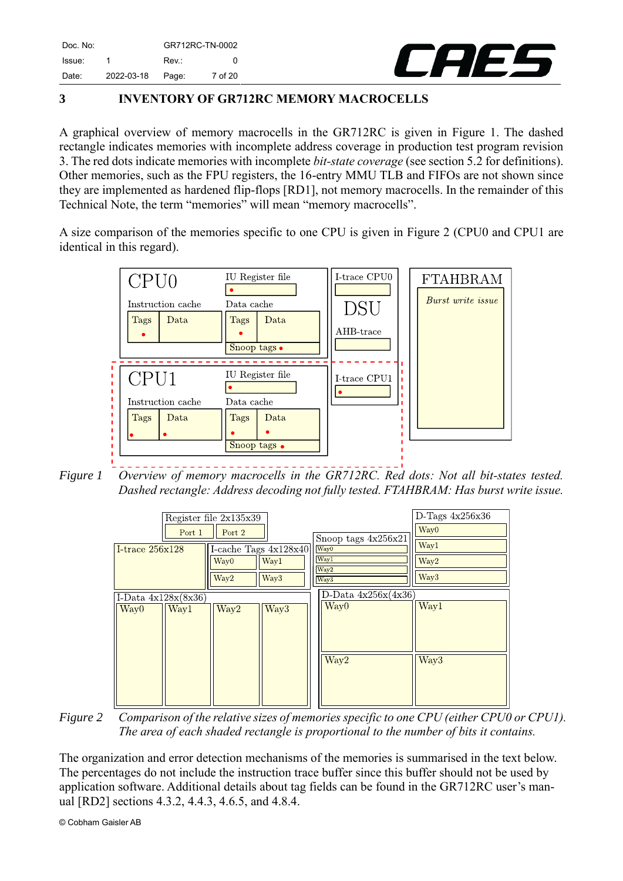# 3 INVENTORY OF GR712RC MEMORY MACROCELLS

A graphical overview of memory macrocells in the GR712RC is given in Figure 1. The dashed rectangle indicates memories with incomplete address coverage in production test program revision 3. The red dots indicate memories with incomplete *bit-state coverage* (see section 5.2 for definitions). Other memories, such as the FPU registers, the 16-entry MMU TLB and FIFOs are not shown since they are implemented as hardened flip-flops [RD1], not memory macrocells. In the remainder of this Technical Note, the term "memories" will mean "memory macrocells".

A size comparison of the memories specific to one CPU is given in Figure 2 (CPU0 and CPU1 are identical in this regard).

*Figure 1 Overview of memory macrocells in the GR712RC. Red dots: Not all bit-states tested. Dashed rectangle: Address decoding not fully tested. FTAHBRAM: Has burst write issue.*

*Figure 2 Comparison of the relative sizes of memories specific to one CPU (either CPU0 or CPU1). The area of each shaded rectangle is proportional to the number of bits it contains.*

The organization and error detection mechanisms of the memories is summarised in the text below. The percentages do not include the instruction trace buffer since this buffer should not be used by application software. Additional details about tag fields can be found in the GR712RC user's manual [RD2] sections 4.3.2, 4.4.3, 4.6.5, and 4.8.4.

© Cobham Gaisler AB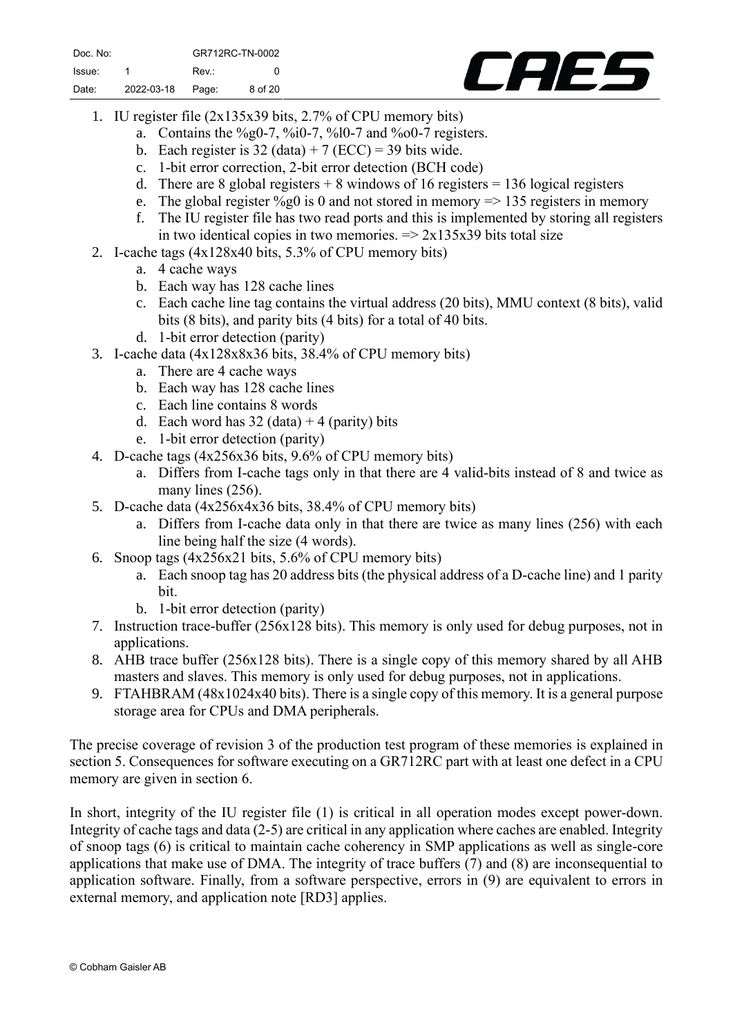1. IU register file (2x135x39 bits, 2.7% of CPU memory bits)
   a. Contains the %g0-7, %i0-7, %l0-7 and %o0-7 registers.
   b. Each register is 32 (data) + 7 (ECC) = 39 bits wide.
   c. 1-bit error correction, 2-bit error detection (BCH code)
   d. There are 8 global registers + 8 windows of 16 registers = 136 logical registers
   e. The global register %g0 is 0 and not stored in memory => 135 registers in memory
   f. The IU register file has two read ports and this is implemented by storing all registers in two identical copies in two memories. => 2x135x39 bits total size
2. I-cache tags (4x128x40 bits, 5.3% of CPU memory bits)
   a. 4 cache ways
   b. Each way has 128 cache lines
   c. Each cache line tag contains the virtual address (20 bits), MMU context (8 bits), valid bits (8 bits), and parity bits (4 bits) for a total of 40 bits.
   d. 1-bit error detection (parity)
3. I-cache data (4x128x8x36 bits, 38.4% of CPU memory bits)
   a. There are 4 cache ways
   b. Each way has 128 cache lines
   c. Each line contains 8 words
   d. Each word has 32 (data) + 4 (parity) bits
   e. 1-bit error detection (parity)
4. D-cache tags (4x256x36 bits, 9.6% of CPU memory bits)
   a. Differs from I-cache tags only in that there are 4 valid-bits instead of 8 and twice as many lines (256).
5. D-cache data (4x256x4x36 bits, 38.4% of CPU memory bits)
   a. Differs from I-cache data only in that there are twice as many lines (256) with each line being half the size (4 words).
6. Snoop tags (4x256x21 bits, 5.6% of CPU memory bits)
   a. Each snoop tag has 20 address bits (the physical address of a D-cache line) and 1 parity bit.
   b. 1-bit error detection (parity)
7. Instruction trace-buffer (256x128 bits). This memory is only used for debug purposes, not in applications.
8. AHB trace buffer (256x128 bits). There is a single copy of this memory shared by all AHB masters and slaves. This memory is only used for debug purposes, not in applications.
9. FTAHBRAM (48x1024x40 bits). There is a single copy of this memory. It is a general purpose storage area for CPUs and DMA peripherals.

The precise coverage of revision 3 of the production test program of these memories is explained in section 5. Consequences for software executing on a GR712RC part with at least one defect in a CPU memory are given in section 6.

In short, integrity of the IU register file (1) is critical in all operation modes except power-down. Integrity of cache tags and data (2-5) are critical in any application where caches are enabled. Integrity of snoop tags (6) is critical to maintain cache coherency in SMP applications as well as single-core applications that make use of DMA. The integrity of trace buffers (7) and (8) are inconsequential to application software. Finally, from a software perspective, errors in (9) are equivalent to errors in external memory, and application note [RD3] applies.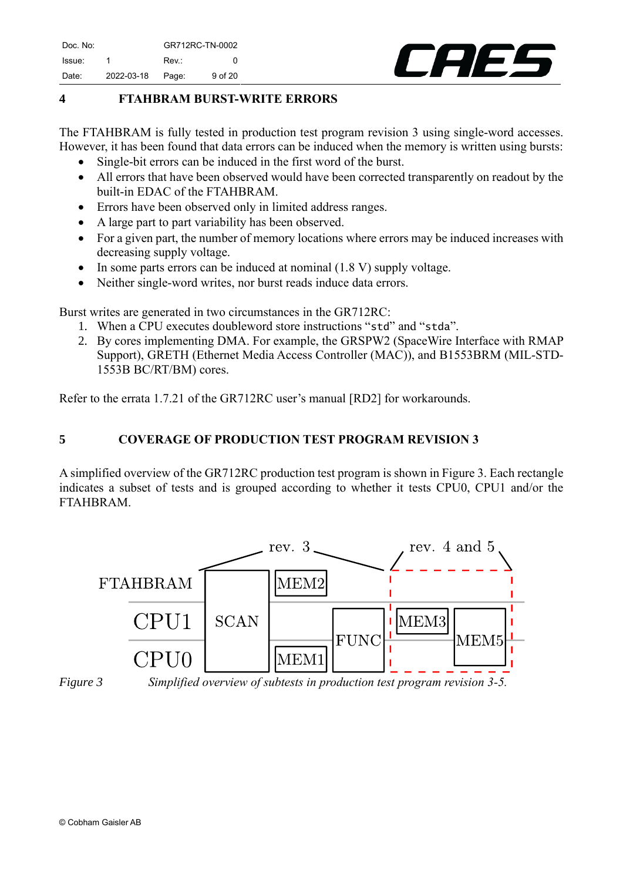# 4 FTAHBRAM BURST-WRITE ERRORS

The FTAHBRAM is fully tested in production test program revision 3 using single-word accesses. However, it has been found that data errors can be induced when the memory is written using bursts:

- Single-bit errors can be induced in the first word of the burst.
- All errors that have been observed would have been corrected transparently on readout by the built-in EDAC of the FTAHBRAM.
- Errors have been observed only in limited address ranges.
- A large part to part variability has been observed.
- For a given part, the number of memory locations where errors may be induced increases with decreasing supply voltage.
- In some parts errors can be induced at nominal (1.8 V) supply voltage.
- Neither single-word writes, nor burst reads induce data errors.

Burst writes are generated in two circumstances in the GR712RC:

1. When a CPU executes doubleword store instructions "`std`" and "`stda`".
2. By cores implementing DMA. For example, the GRSPW2 (SpaceWire Interface with RMAP Support), GRETH (Ethernet Media Access Controller (MAC)), and B1553BRM (MIL-STD-1553B BC/RT/BM) cores.

Refer to the errata 1.7.21 of the GR712RC user's manual [RD2] for workarounds.

# 5 COVERAGE OF PRODUCTION TEST PROGRAM REVISION 3

A simplified overview of the GR712RC production test program is shown in Figure 3. Each rectangle indicates a subset of tests and is grouped according to whether it tests CPU0, CPU1 and/or the FTAHBRAM.

*Figure 3 Simplified overview of subtests in production test program revision 3-5.*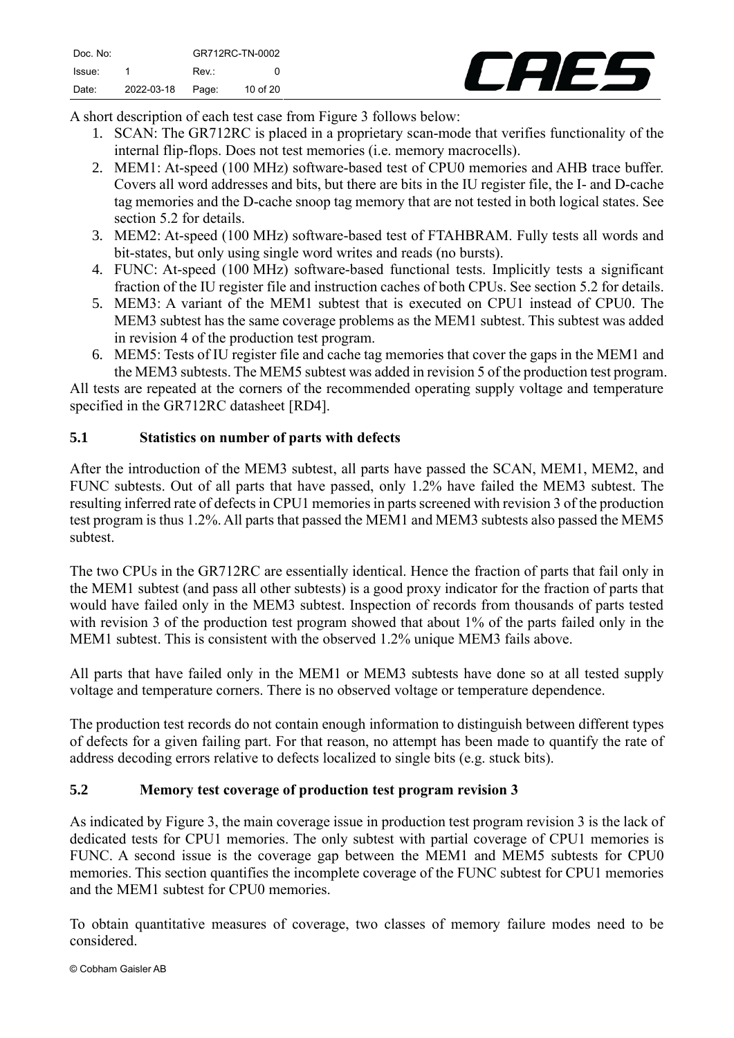A short description of each test case from Figure 3 follows below:

1. SCAN: The GR712RC is placed in a proprietary scan-mode that verifies functionality of the internal flip-flops. Does not test memories (i.e. memory macrocells).
2. MEM1: At-speed (100 MHz) software-based test of CPU0 memories and AHB trace buffer. Covers all word addresses and bits, but there are bits in the IU register file, the I- and D-cache tag memories and the D-cache snoop tag memory that are not tested in both logical states. See section 5.2 for details.
3. MEM2: At-speed (100 MHz) software-based test of FTAHBRAM. Fully tests all words and bit-states, but only using single word writes and reads (no bursts).
4. FUNC: At-speed (100 MHz) software-based functional tests. Implicitly tests a significant fraction of the IU register file and instruction caches of both CPUs. See section 5.2 for details.
5. MEM3: A variant of the MEM1 subtest that is executed on CPU1 instead of CPU0. The MEM3 subtest has the same coverage problems as the MEM1 subtest. This subtest was added in revision 4 of the production test program.
6. MEM5: Tests of IU register file and cache tag memories that cover the gaps in the MEM1 and the MEM3 subtests. The MEM5 subtest was added in revision 5 of the production test program.

All tests are repeated at the corners of the recommended operating supply voltage and temperature specified in the GR712RC datasheet [RD4].

## 5.1 Statistics on number of parts with defects

After the introduction of the MEM3 subtest, all parts have passed the SCAN, MEM1, MEM2, and FUNC subtests. Out of all parts that have passed, only 1.2% have failed the MEM3 subtest. The resulting inferred rate of defects in CPU1 memories in parts screened with revision 3 of the production test program is thus 1.2%. All parts that passed the MEM1 and MEM3 subtests also passed the MEM5 subtest.

The two CPUs in the GR712RC are essentially identical. Hence the fraction of parts that fail only in the MEM1 subtest (and pass all other subtests) is a good proxy indicator for the fraction of parts that would have failed only in the MEM3 subtest. Inspection of records from thousands of parts tested with revision 3 of the production test program showed that about 1% of the parts failed only in the MEM1 subtest. This is consistent with the observed 1.2% unique MEM3 fails above.

All parts that have failed only in the MEM1 or MEM3 subtests have done so at all tested supply voltage and temperature corners. There is no observed voltage or temperature dependence.

The production test records do not contain enough information to distinguish between different types of defects for a given failing part. For that reason, no attempt has been made to quantify the rate of address decoding errors relative to defects localized to single bits (e.g. stuck bits).

## 5.2 Memory test coverage of production test program revision 3

As indicated by Figure 3, the main coverage issue in production test program revision 3 is the lack of dedicated tests for CPU1 memories. The only subtest with partial coverage of CPU1 memories is FUNC. A second issue is the coverage gap between the MEM1 and MEM5 subtests for CPU0 memories. This section quantifies the incomplete coverage of the FUNC subtest for CPU1 memories and the MEM1 subtest for CPU0 memories.

To obtain quantitative measures of coverage, two classes of memory failure modes need to be considered.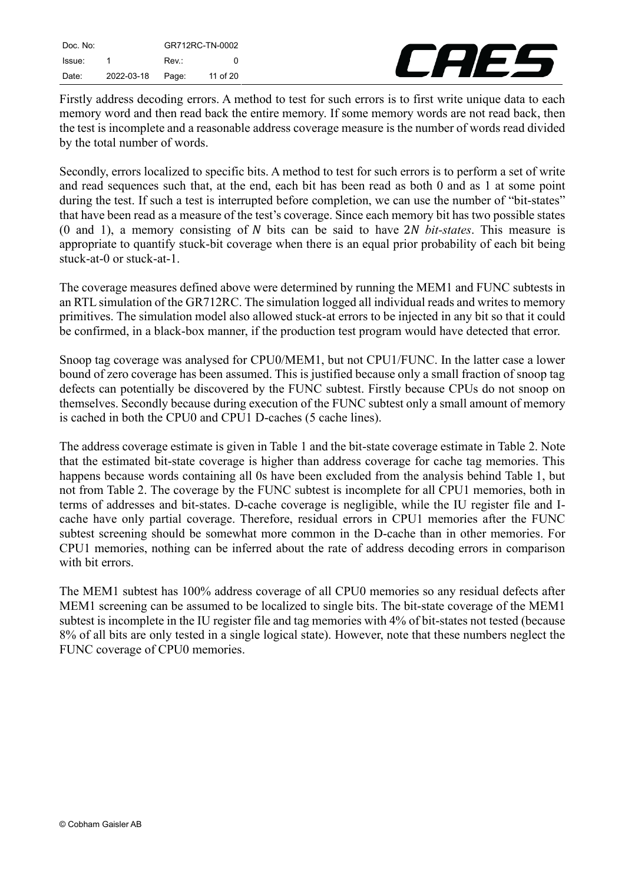Firstly address decoding errors. A method to test for such errors is to first write unique data to each memory word and then read back the entire memory. If some memory words are not read back, then the test is incomplete and a reasonable address coverage measure is the number of words read divided by the total number of words.

Secondly, errors localized to specific bits. A method to test for such errors is to perform a set of write and read sequences such that, at the end, each bit has been read as both 0 and as 1 at some point during the test. If such a test is interrupted before completion, we can use the number of "bit-states" that have been read as a measure of the test's coverage. Since each memory bit has two possible states (0 and 1), a memory consisting of $N$ bits can be said to have $2N$ *bit-states*. This measure is appropriate to quantify stuck-bit coverage when there is an equal prior probability of each bit being stuck-at-0 or stuck-at-1.

The coverage measures defined above were determined by running the MEM1 and FUNC subtests in an RTL simulation of the GR712RC. The simulation logged all individual reads and writes to memory primitives. The simulation model also allowed stuck-at errors to be injected in any bit so that it could be confirmed, in a black-box manner, if the production test program would have detected that error.

Snoop tag coverage was analysed for CPU0/MEM1, but not CPU1/FUNC. In the latter case a lower bound of zero coverage has been assumed. This is justified because only a small fraction of snoop tag defects can potentially be discovered by the FUNC subtest. Firstly because CPUs do not snoop on themselves. Secondly because during execution of the FUNC subtest only a small amount of memory is cached in both the CPU0 and CPU1 D-caches (5 cache lines).

The address coverage estimate is given in Table 1 and the bit-state coverage estimate in Table 2. Note that the estimated bit-state coverage is higher than address coverage for cache tag memories. This happens because words containing all 0s have been excluded from the analysis behind Table 1, but not from Table 2. The coverage by the FUNC subtest is incomplete for all CPU1 memories, both in terms of addresses and bit-states. D-cache coverage is negligible, while the IU register file and I-cache have only partial coverage. Therefore, residual errors in CPU1 memories after the FUNC subtest screening should be somewhat more common in the D-cache than in other memories. For CPU1 memories, nothing can be inferred about the rate of address decoding errors in comparison with bit errors.

The MEM1 subtest has 100% address coverage of all CPU0 memories so any residual defects after MEM1 screening can be assumed to be localized to single bits. The bit-state coverage of the MEM1 subtest is incomplete in the IU register file and tag memories with 4% of bit-states not tested (because 8% of all bits are only tested in a single logical state). However, note that these numbers neglect the FUNC coverage of CPU0 memories.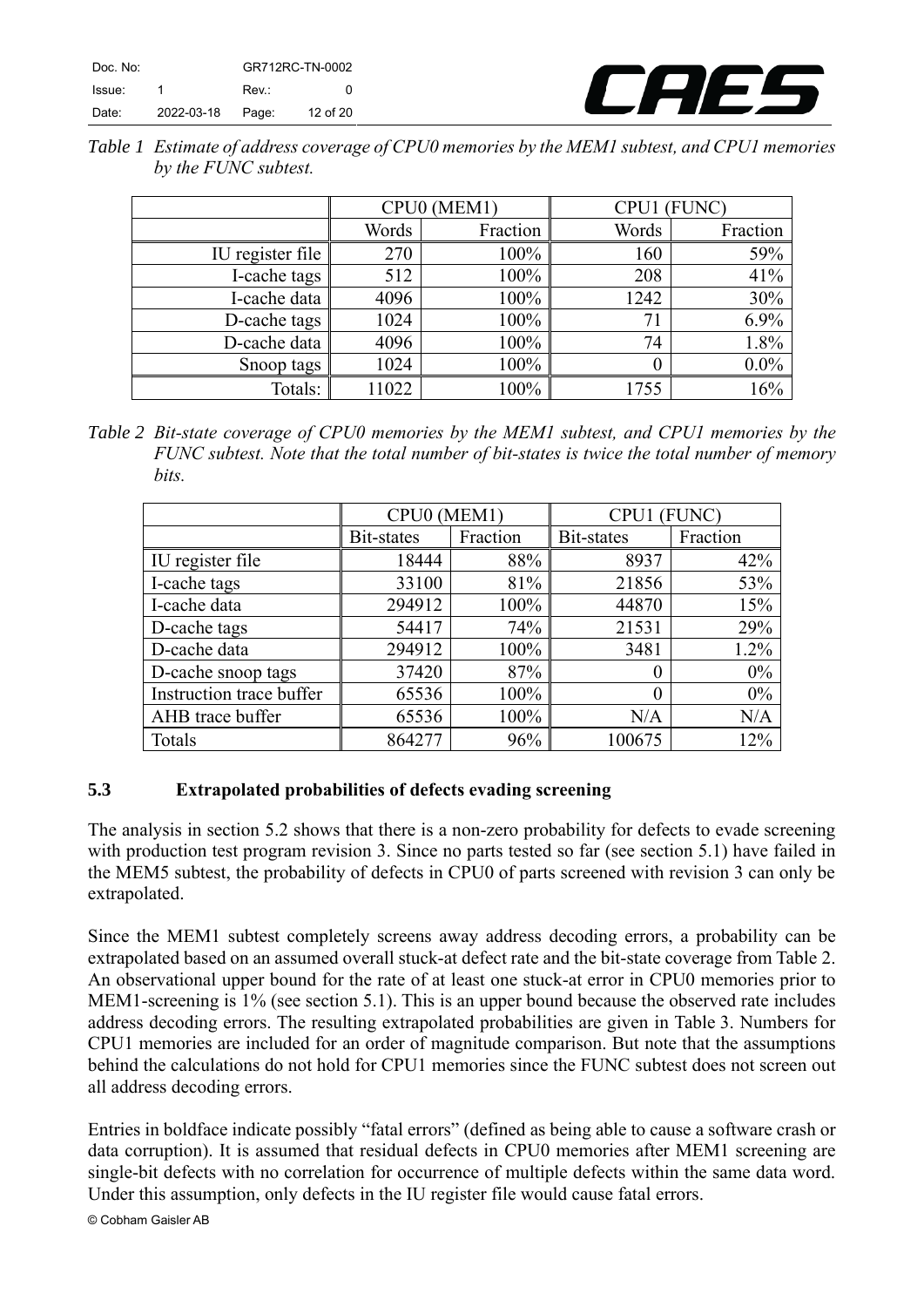*Table 1 Estimate of address coverage of CPU0 memories by the MEM1 subtest, and CPU1 memories by the FUNC subtest.*

| | CPU0 (MEM1) | | CPU1 (FUNC) | |
|---|---|---|---|---|
| | Words | Fraction | Words | Fraction |
| IU register file | 270 | 100% | 160 | 59% |
| I-cache tags | 512 | 100% | 208 | 41% |
| I-cache data | 4096 | 100% | 1242 | 30% |
| D-cache tags | 1024 | 100% | 71 | 6.9% |
| D-cache data | 4096 | 100% | 74 | 1.8% |
| Snoop tags | 1024 | 100% | 0 | 0.0% |
| Totals: | 11022 | 100% | 1755 | 16% |

*Table 2 Bit-state coverage of CPU0 memories by the MEM1 subtest, and CPU1 memories by the FUNC subtest. Note that the total number of bit-states is twice the total number of memory bits.*

| | CPU0 (MEM1) | | CPU1 (FUNC) | |
|---|---|---|---|---|
| | Bit-states | Fraction | Bit-states | Fraction |
| IU register file | 18444 | 88% | 8937 | 42% |
| I-cache tags | 33100 | 81% | 21856 | 53% |
| I-cache data | 294912 | 100% | 44870 | 15% |
| D-cache tags | 54417 | 74% | 21531 | 29% |
| D-cache data | 294912 | 100% | 3481 | 1.2% |
| D-cache snoop tags | 37420 | 87% | 0 | 0% |
| Instruction trace buffer | 65536 | 100% | 0 | 0% |
| AHB trace buffer | 65536 | 100% | N/A | N/A |
| Totals | 864277 | 96% | 100675 | 12% |

### 5.3 Extrapolated probabilities of defects evading screening

The analysis in section 5.2 shows that there is a non-zero probability for defects to evade screening with production test program revision 3. Since no parts tested so far (see section 5.1) have failed in the MEM5 subtest, the probability of defects in CPU0 of parts screened with revision 3 can only be extrapolated.

Since the MEM1 subtest completely screens away address decoding errors, a probability can be extrapolated based on an assumed overall stuck-at defect rate and the bit-state coverage from Table 2. An observational upper bound for the rate of at least one stuck-at error in CPU0 memories prior to MEM1-screening is 1% (see section 5.1). This is an upper bound because the observed rate includes address decoding errors. The resulting extrapolated probabilities are given in Table 3. Numbers for CPU1 memories are included for an order of magnitude comparison. But note that the assumptions behind the calculations do not hold for CPU1 memories since the FUNC subtest does not screen out all address decoding errors.

Entries in boldface indicate possibly "fatal errors" (defined as being able to cause a software crash or data corruption). It is assumed that residual defects in CPU0 memories after MEM1 screening are single-bit defects with no correlation for occurrence of multiple defects within the same data word. Under this assumption, only defects in the IU register file would cause fatal errors.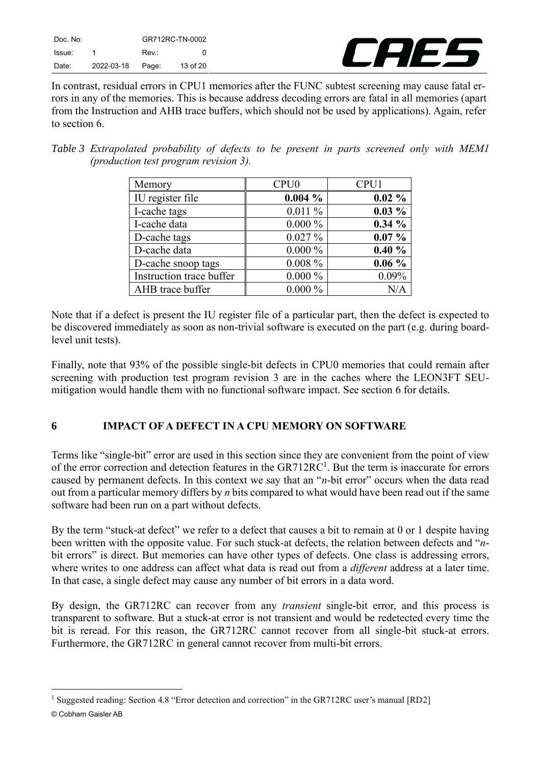In contrast, residual errors in CPU1 memories after the FUNC subtest screening may cause fatal errors in any of the memories. This is because address decoding errors are fatal in all memories (apart from the Instruction and AHB trace buffers, which should not be used by applications). Again, refer to section 6.

*Table 3 Extrapolated probability of defects to be present in parts screened only with MEM1 (production test program revision 3).*

| Memory | CPU0 | CPU1 |
|---|---|---|
| IU register file | **0.004 %** | **0.02 %** |
| I-cache tags | 0.011 % | **0.03 %** |
| I-cache data | 0.000 % | **0.34 %** |
| D-cache tags | 0.027 % | **0.07 %** |
| D-cache data | 0.000 % | **0.40 %** |
| D-cache snoop tags | 0.008 % | **0.06 %** |
| Instruction trace buffer | 0.000 % | 0.09% |
| AHB trace buffer | 0.000 % | N/A |

Note that if a defect is present the IU register file of a particular part, then the defect is expected to be discovered immediately as soon as non-trivial software is executed on the part (e.g. during board-level unit tests).

Finally, note that 93% of the possible single-bit defects in CPU0 memories that could remain after screening with production test program revision 3 are in the caches where the LEON3FT SEU-mitigation would handle them with no functional software impact. See section 6 for details.

# 6 IMPACT OF A DEFECT IN A CPU MEMORY ON SOFTWARE

Terms like "single-bit" error are used in this section since they are convenient from the point of view of the error correction and detection features in the GR712RC[1]. But the term is inaccurate for errors caused by permanent defects. In this context we say that an "*n*-bit error" occurs when the data read out from a particular memory differs by *n* bits compared to what would have been read out if the same software had been run on a part without defects.

By the term "stuck-at defect" we refer to a defect that causes a bit to remain at 0 or 1 despite having been written with the opposite value. For such stuck-at defects, the relation between defects and "*n*-bit errors" is direct. But memories can have other types of defects. One class is addressing errors, where writes to one address can affect what data is read out from a *different* address at a later time. In that case, a single defect may cause any number of bit errors in a data word.

By design, the GR712RC can recover from any *transient* single-bit error, and this process is transparent to software. But a stuck-at error is not transient and would be redetected every time the bit is reread. For this reason, the GR712RC cannot recover from all single-bit stuck-at errors. Furthermore, the GR712RC in general cannot recover from multi-bit errors.

[1] Suggested reading: Section 4.8 "Error detection and correction" in the GR712RC user's manual [RD2]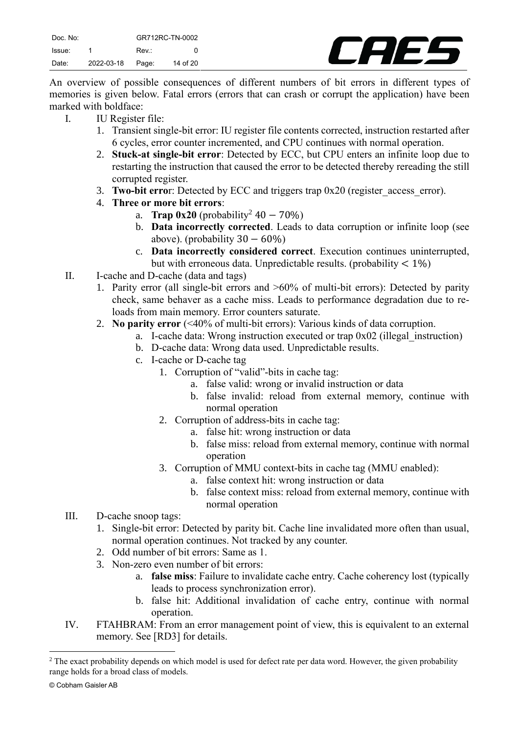An overview of possible consequences of different numbers of bit errors in different types of memories is given below. Fatal errors (errors that can crash or corrupt the application) have been marked with boldface:

I. IU Register file:
   1. Transient single-bit error: IU register file contents corrected, instruction restarted after 6 cycles, error counter incremented, and CPU continues with normal operation.
   2. **Stuck-at single-bit error**: Detected by ECC, but CPU enters an infinite loop due to restarting the instruction that caused the error to be detected thereby rereading the still corrupted register.
   3. **Two-bit erro**r: Detected by ECC and triggers trap 0x20 (register_access_error).
   4. **Three or more bit errors**:
      a. **Trap 0x20** (probability[2] $40 - 70\%$)
      b. **Data incorrectly corrected**. Leads to data corruption or infinite loop (see above). (probability $30 - 60\%$)
      c. **Data incorrectly considered correct**. Execution continues uninterrupted, but with erroneous data. Unpredictable results. (probability $< 1\%$)

II. I-cache and D-cache (data and tags)
   1. Parity error (all single-bit errors and >60% of multi-bit errors): Detected by parity check, same behaver as a cache miss. Leads to performance degradation due to re-loads from main memory. Error counters saturate.
   2. **No parity error** (<40% of multi-bit errors): Various kinds of data corruption.
      a. I-cache data: Wrong instruction executed or trap 0x02 (illegal_instruction)
      b. D-cache data: Wrong data used. Unpredictable results.
      c. I-cache or D-cache tag
         1. Corruption of "valid"-bits in cache tag:
            a. false valid: wrong or invalid instruction or data
            b. false invalid: reload from external memory, continue with normal operation
         2. Corruption of address-bits in cache tag:
            a. false hit: wrong instruction or data
            b. false miss: reload from external memory, continue with normal operation
         3. Corruption of MMU context-bits in cache tag (MMU enabled):
            a. false context hit: wrong instruction or data
            b. false context miss: reload from external memory, continue with normal operation

III. D-cache snoop tags:
   1. Single-bit error: Detected by parity bit. Cache line invalidated more often than usual, normal operation continues. Not tracked by any counter.
   2. Odd number of bit errors: Same as 1.
   3. Non-zero even number of bit errors:
      a. **false miss**: Failure to invalidate cache entry. Cache coherency lost (typically leads to process synchronization error).
      b. false hit: Additional invalidation of cache entry, continue with normal operation.

IV. FTAHBRAM: From an error management point of view, this is equivalent to an external memory. See [RD3] for details.

---

[2] The exact probability depends on which model is used for defect rate per data word. However, the given probability range holds for a broad class of models.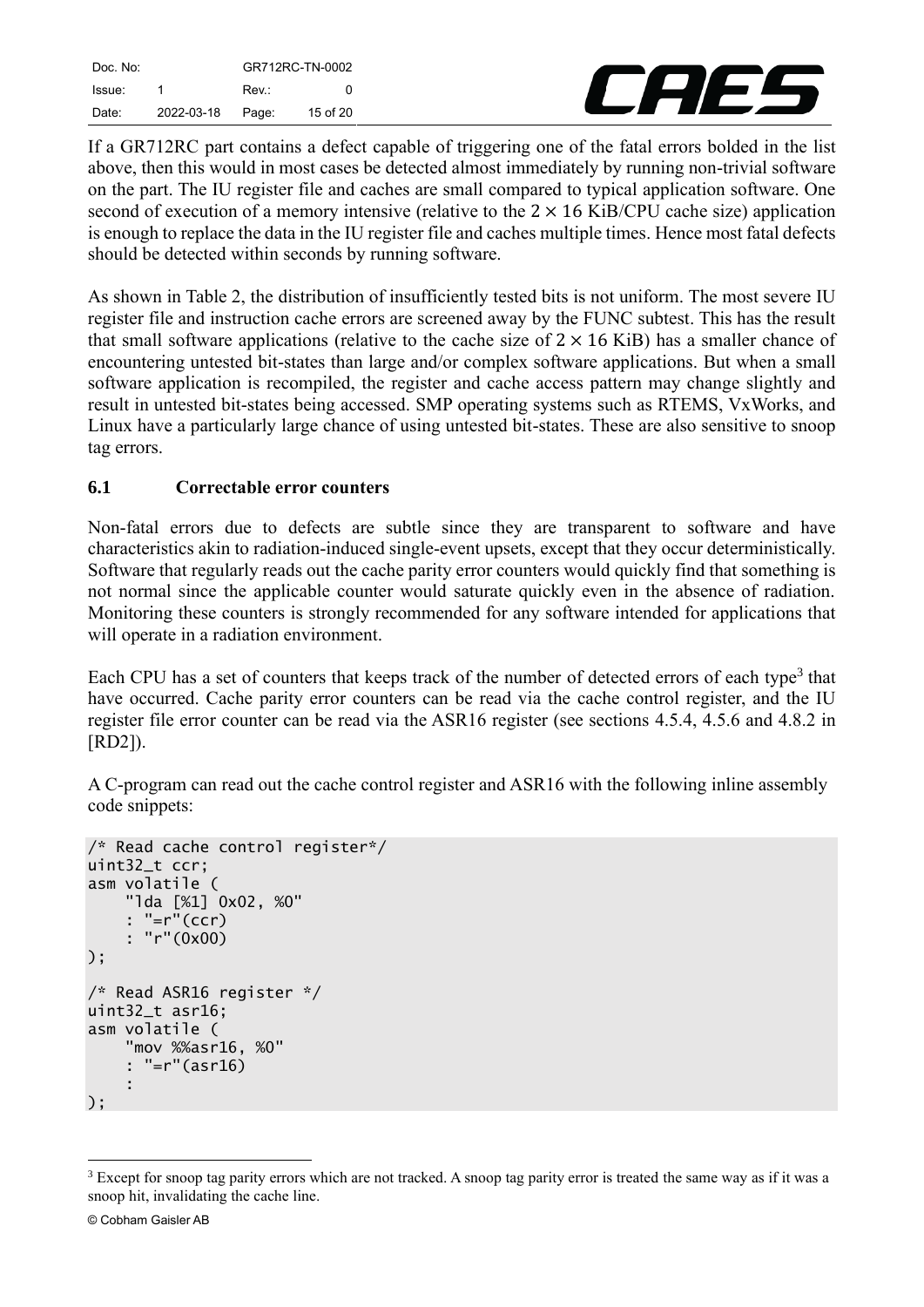If a GR712RC part contains a defect capable of triggering one of the fatal errors bolded in the list above, then this would in most cases be detected almost immediately by running non-trivial software on the part. The IU register file and caches are small compared to typical application software. One second of execution of a memory intensive (relative to the $2 \times 16$ KiB/CPU cache size) application is enough to replace the data in the IU register file and caches multiple times. Hence most fatal defects should be detected within seconds by running software.

As shown in Table 2, the distribution of insufficiently tested bits is not uniform. The most severe IU register file and instruction cache errors are screened away by the FUNC subtest. This has the result that small software applications (relative to the cache size of $2 \times 16$ KiB) has a smaller chance of encountering untested bit-states than large and/or complex software applications. But when a small software application is recompiled, the register and cache access pattern may change slightly and result in untested bit-states being accessed. SMP operating systems such as RTEMS, VxWorks, and Linux have a particularly large chance of using untested bit-states. These are also sensitive to snoop tag errors.

## 6.1 Correctable error counters

Non-fatal errors due to defects are subtle since they are transparent to software and have characteristics akin to radiation-induced single-event upsets, except that they occur deterministically. Software that regularly reads out the cache parity error counters would quickly find that something is not normal since the applicable counter would saturate quickly even in the absence of radiation. Monitoring these counters is strongly recommended for any software intended for applications that will operate in a radiation environment.

Each CPU has a set of counters that keeps track of the number of detected errors of each type[3] that have occurred. Cache parity error counters can be read via the cache control register, and the IU register file error counter can be read via the ASR16 register (see sections 4.5.4, 4.5.6 and 4.8.2 in [RD2]).

A C-program can read out the cache control register and ASR16 with the following inline assembly code snippets:

```
/* Read cache control register*/
uint32_t ccr;
asm volatile (
    "lda [%1] 0x02, %0"
    : "=r"(ccr)
    : "r"(0x00)
);

/* Read ASR16 register */
uint32_t asr16;
asm volatile (
    "mov %%asr16, %0"
    : "=r"(asr16)
    :
);
```

[3] Except for snoop tag parity errors which are not tracked. A snoop tag parity error is treated the same way as if it was a snoop hit, invalidating the cache line.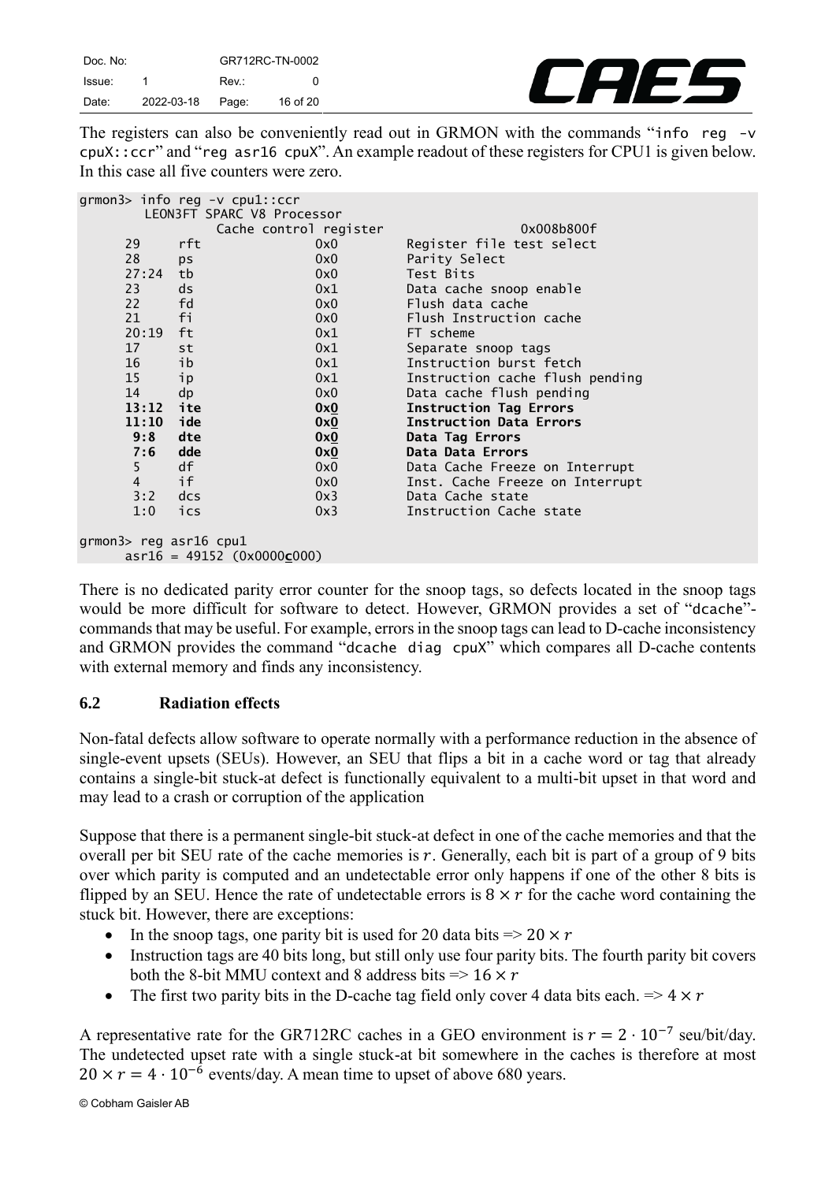The registers can also be conveniently read out in GRMON with the commands "`info reg -v cpuX::ccr`" and "`reg asr16 cpuX`". An example readout of these registers for CPU1 is given below. In this case all five counters were zero.

```
grmon3> info reg -v cpu1::ccr
         LEON3FT SPARC V8 Processor
                  Cache control register                    0x008b800f
     29     rft                 0x0         Register file test select
     28     ps                  0x0         Parity Select
     27:24  tb                  0x0         Test Bits
     23     ds                  0x1         Data cache snoop enable
     22     fd                  0x0         Flush data cache
     21     fi                  0x0         Flush Instruction cache
     20:19  ft                  0x1         FT scheme
     17     st                  0x1         Separate snoop tags
     16     ib                  0x1         Instruction burst fetch
     15     ip                  0x1         Instruction cache flush pending
     14     dp                  0x0         Data cache flush pending
     13:12  ite                 0x0         Instruction Tag Errors
     11:10  ide                 0x0         Instruction Data Errors
      9:8   dte                 0x0         Data Tag Errors
      7:6   dde                 0x0         Data Data Errors
      5     df                  0x0         Data Cache Freeze on Interrupt
      4     if                  0x0         Inst. Cache Freeze on Interrupt
      3:2   dcs                 0x3         Data Cache state
      1:0   ics                 0x3         Instruction Cache state

grmon3> reg asr16 cpu1
      asr16 = 49152 (0x0000c000)
```

There is no dedicated parity error counter for the snoop tags, so defects located in the snoop tags would be more difficult for software to detect. However, GRMON provides a set of "`dcache`"-commands that may be useful. For example, errors in the snoop tags can lead to D-cache inconsistency and GRMON provides the command "`dcache diag cpuX`" which compares all D-cache contents with external memory and finds any inconsistency.

## 6.2 Radiation effects

Non-fatal defects allow software to operate normally with a performance reduction in the absence of single-event upsets (SEUs). However, an SEU that flips a bit in a cache word or tag that already contains a single-bit stuck-at defect is functionally equivalent to a multi-bit upset in that word and may lead to a crash or corruption of the application

Suppose that there is a permanent single-bit stuck-at defect in one of the cache memories and that the overall per bit SEU rate of the cache memories is $r$. Generally, each bit is part of a group of 9 bits over which parity is computed and an undetectable error only happens if one of the other 8 bits is flipped by an SEU. Hence the rate of undetectable errors is $8 \times r$ for the cache word containing the stuck bit. However, there are exceptions:

- In the snoop tags, one parity bit is used for 20 data bits => $20 \times r$
- Instruction tags are 40 bits long, but still only use four parity bits. The fourth parity bit covers both the 8-bit MMU context and 8 address bits => $16 \times r$
- The first two parity bits in the D-cache tag field only cover 4 data bits each. => $4 \times r$

A representative rate for the GR712RC caches in a GEO environment is $r = 2 \cdot 10^{-7}$ seu/bit/day. The undetected upset rate with a single stuck-at bit somewhere in the caches is therefore at most $20 \times r = 4 \cdot 10^{-6}$ events/day. A mean time to upset of above 680 years.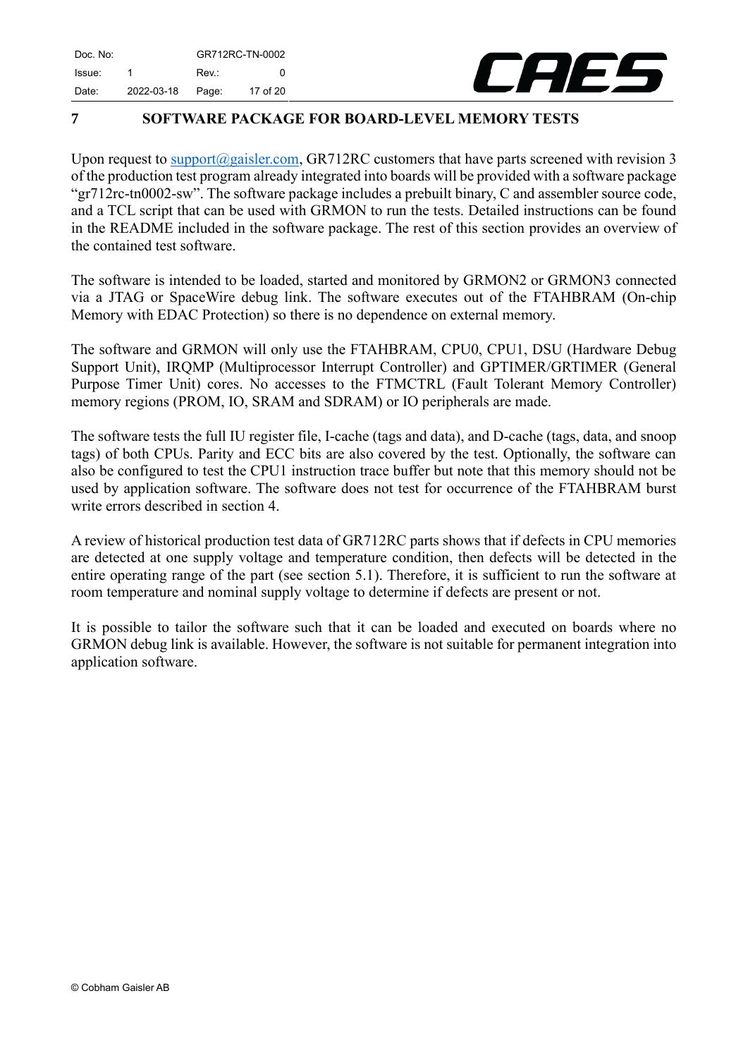# 7 SOFTWARE PACKAGE FOR BOARD-LEVEL MEMORY TESTS

Upon request to support@gaisler.com, GR712RC customers that have parts screened with revision 3 of the production test program already integrated into boards will be provided with a software package "gr712rc-tn0002-sw". The software package includes a prebuilt binary, C and assembler source code, and a TCL script that can be used with GRMON to run the tests. Detailed instructions can be found in the README included in the software package. The rest of this section provides an overview of the contained test software.

The software is intended to be loaded, started and monitored by GRMON2 or GRMON3 connected via a JTAG or SpaceWire debug link. The software executes out of the FTAHBRAM (On-chip Memory with EDAC Protection) so there is no dependence on external memory.

The software and GRMON will only use the FTAHBRAM, CPU0, CPU1, DSU (Hardware Debug Support Unit), IRQMP (Multiprocessor Interrupt Controller) and GPTIMER/GRTIMER (General Purpose Timer Unit) cores. No accesses to the FTMCTRL (Fault Tolerant Memory Controller) memory regions (PROM, IO, SRAM and SDRAM) or IO peripherals are made.

The software tests the full IU register file, I-cache (tags and data), and D-cache (tags, data, and snoop tags) of both CPUs. Parity and ECC bits are also covered by the test. Optionally, the software can also be configured to test the CPU1 instruction trace buffer but note that this memory should not be used by application software. The software does not test for occurrence of the FTAHBRAM burst write errors described in section 4.

A review of historical production test data of GR712RC parts shows that if defects in CPU memories are detected at one supply voltage and temperature condition, then defects will be detected in the entire operating range of the part (see section 5.1). Therefore, it is sufficient to run the software at room temperature and nominal supply voltage to determine if defects are present or not.

It is possible to tailor the software such that it can be loaded and executed on boards where no GRMON debug link is available. However, the software is not suitable for permanent integration into application software.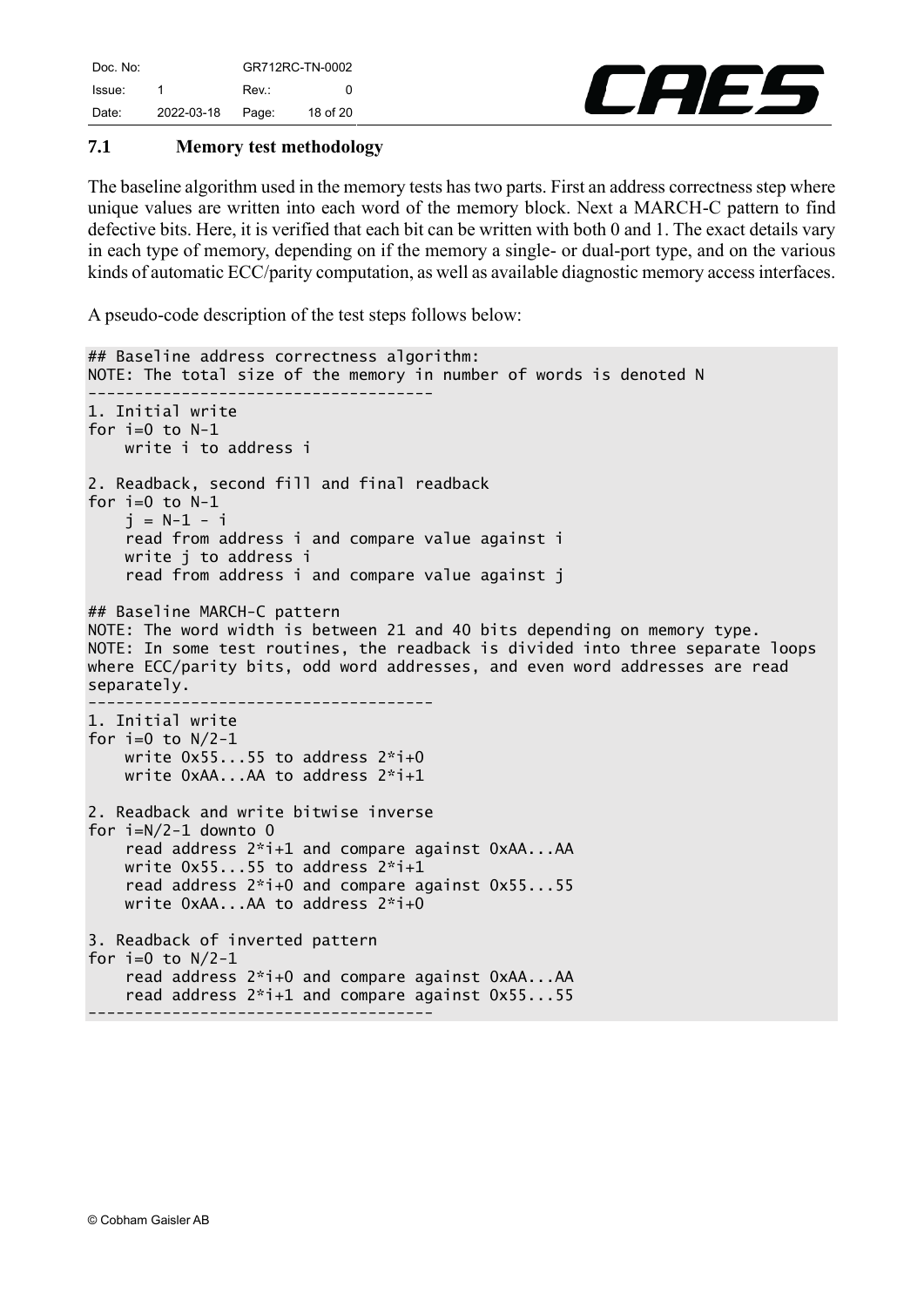### 7.1 Memory test methodology

The baseline algorithm used in the memory tests has two parts. First an address correctness step where unique values are written into each word of the memory block. Next a MARCH-C pattern to find defective bits. Here, it is verified that each bit can be written with both 0 and 1. The exact details vary in each type of memory, depending on if the memory a single- or dual-port type, and on the various kinds of automatic ECC/parity computation, as well as available diagnostic memory access interfaces.

A pseudo-code description of the test steps follows below:

```
## Baseline address correctness algorithm:
NOTE: The total size of the memory in number of words is denoted N
-------------------------------------
1. Initial write
for i=0 to N-1
    write i to address i

2. Readback, second fill and final readback
for i=0 to N-1
    j = N-1 - i
    read from address i and compare value against i
    write j to address i
    read from address i and compare value against j

## Baseline MARCH-C pattern
NOTE: The word width is between 21 and 40 bits depending on memory type.
NOTE: In some test routines, the readback is divided into three separate loops
where ECC/parity bits, odd word addresses, and even word addresses are read
separately.
-------------------------------------
1. Initial write
for i=0 to N/2-1
    write 0x55...55 to address 2*i+0
    write 0xAA...AA to address 2*i+1

2. Readback and write bitwise inverse
for i=N/2-1 downto 0
    read address 2*i+1 and compare against 0xAA...AA
    write 0x55...55 to address 2*i+1
    read address 2*i+0 and compare against 0x55...55
    write 0xAA...AA to address 2*i+0

3. Readback of inverted pattern
for i=0 to N/2-1
    read address 2*i+0 and compare against 0xAA...AA
    read address 2*i+1 and compare against 0x55...55
-------------------------------------
```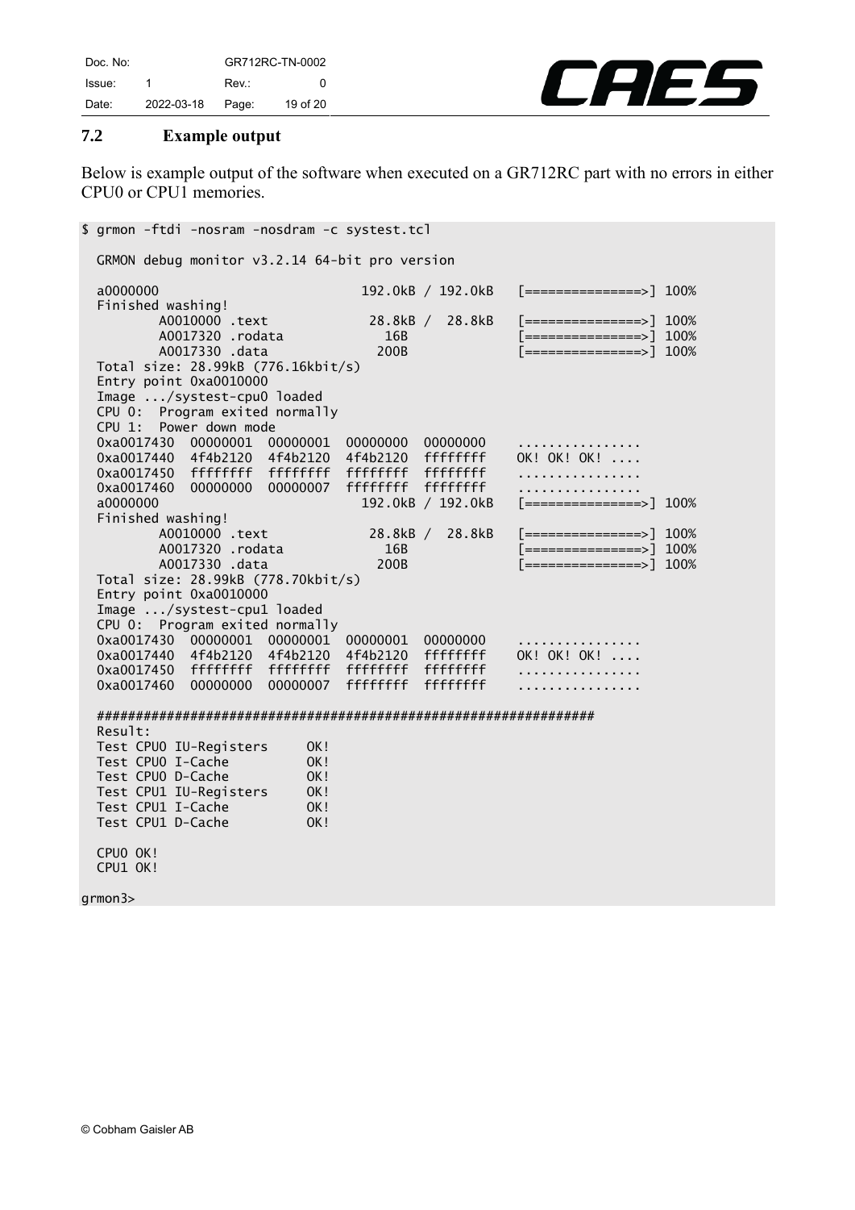### 7.2 Example output

Below is example output of the software when executed on a GR712RC part with no errors in either CPU0 or CPU1 memories.

```
$ grmon -ftdi -nosram -nosdram -c systest.tcl

  GRMON debug monitor v3.2.14 64-bit pro version

  a0000000                          192.0kB / 192.0kB   [===============>] 100%
  Finished washing!
          A0010000 .text             28.8kB /  28.8kB   [===============>] 100%
          A0017320 .rodata             16B              [===============>] 100%
          A0017330 .data              200B              [===============>] 100%
  Total size: 28.99kB (776.16kbit/s)
  Entry point 0xa0010000
  Image .../systest-cpu0 loaded
  CPU 0:  Program exited normally
  CPU 1:  Power down mode
  0xa0017430  00000001  00000001  00000000  00000000    ................
  0xa0017440  4f4b2120  4f4b2120  4f4b2120  ffffffff    OK! OK! OK! ....
  0xa0017450  ffffffff  ffffffff  ffffffff  ffffffff    ................
  0xa0017460  00000000  00000007  ffffffff  ffffffff    ................
  a0000000                          192.0kB / 192.0kB   [===============>] 100%
  Finished washing!
          A0010000 .text             28.8kB /  28.8kB   [===============>] 100%
          A0017320 .rodata             16B              [===============>] 100%
          A0017330 .data              200B              [===============>] 100%
  Total size: 28.99kB (778.70kbit/s)
  Entry point 0xa0010000
  Image .../systest-cpu1 loaded
  CPU 0:  Program exited normally
  0xa0017430  00000001  00000001  00000001  00000000    ................
  0xa0017440  4f4b2120  4f4b2120  4f4b2120  ffffffff    OK! OK! OK! ....
  0xa0017450  ffffffff  ffffffff  ffffffff  ffffffff    ................
  0xa0017460  00000000  00000007  ffffffff  ffffffff    ................

  ################################################################
  Result:
  Test CPU0 IU-Registers     OK!
  Test CPU0 I-Cache          OK!
  Test CPU0 D-Cache          OK!
  Test CPU1 IU-Registers     OK!
  Test CPU1 I-Cache          OK!
  Test CPU1 D-Cache          OK!

  CPU0 OK!
  CPU1 OK!

grmon3>
```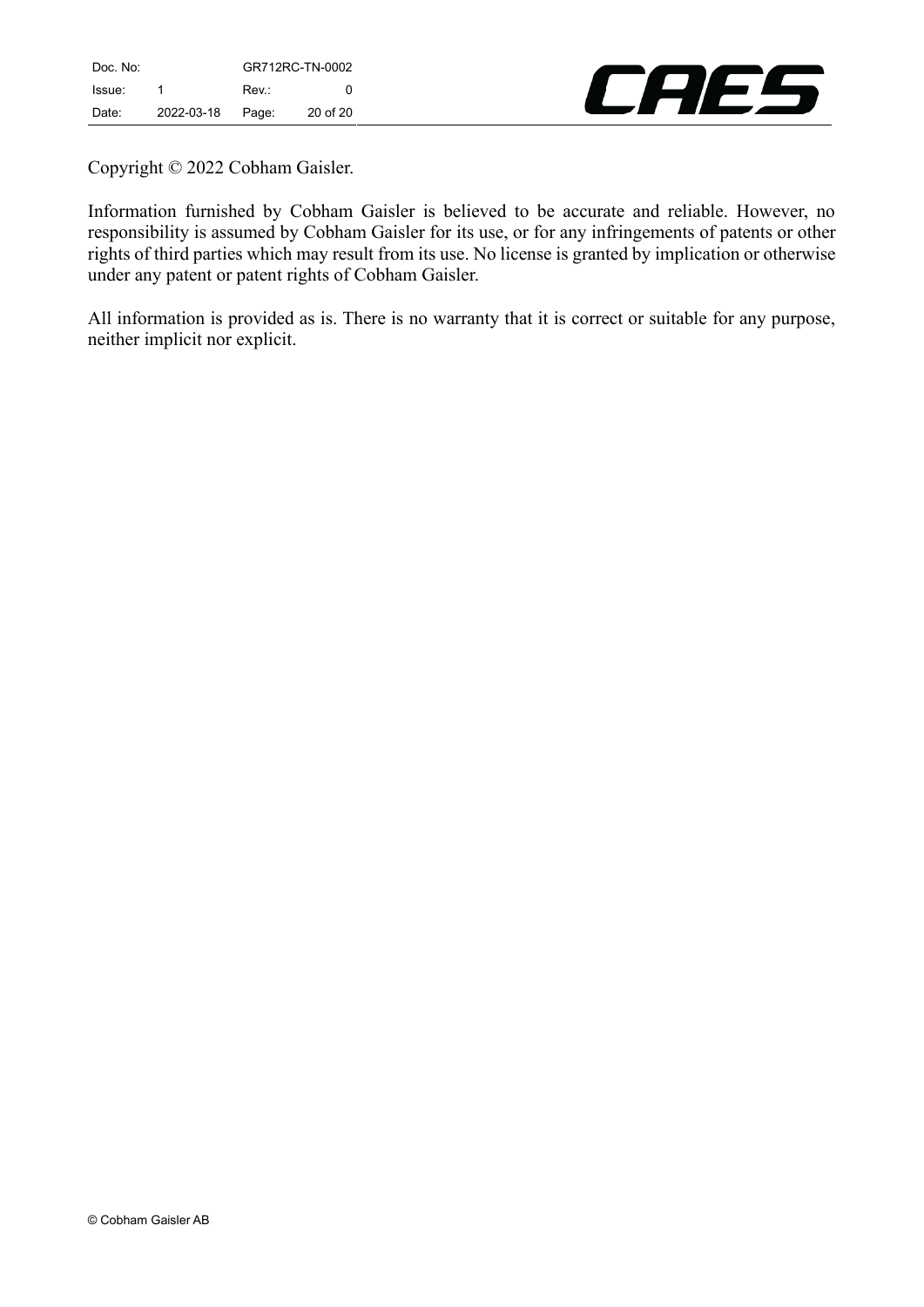Copyright © 2022 Cobham Gaisler.

Information furnished by Cobham Gaisler is believed to be accurate and reliable. However, no responsibility is assumed by Cobham Gaisler for its use, or for any infringements of patents or other rights of third parties which may result from its use. No license is granted by implication or otherwise under any patent or patent rights of Cobham Gaisler.

All information is provided as is. There is no warranty that it is correct or suitable for any purpose, neither implicit nor explicit.